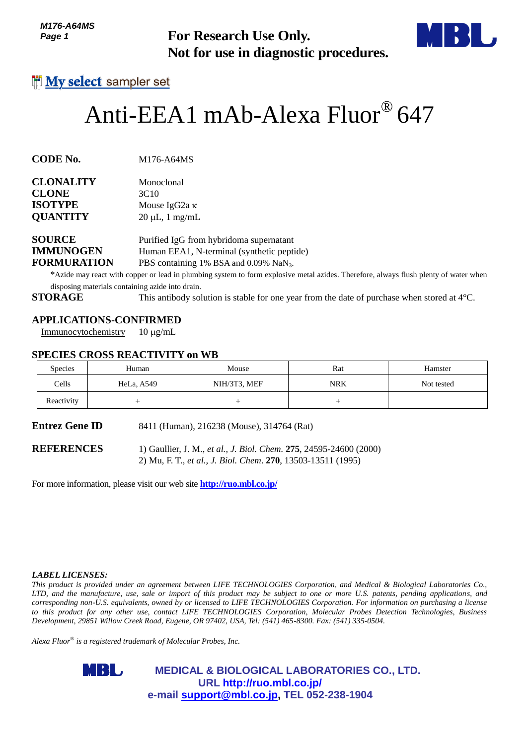**For Research Use Only.**
**Not for use in diagnostic procedures.**

My select sampler set

# Anti-EEA1 mAb-Alexa Fluor® 647

**CODE No.** M176-A64MS

**CLONALITY** Monoclonal
**CLONE** 3C10
**ISOTYPE** Mouse IgG2a κ
**QUANTITY** 20 μL, 1 mg/mL

**SOURCE** Purified IgG from hybridoma supernatant
**IMMUNOGEN** Human EEA1, N-terminal (synthetic peptide)
**FORMURATION** PBS containing 1% BSA and 0.09% $NaN_3$.

*Azide may react with copper or lead in plumbing system to form explosive metal azides. Therefore, always flush plenty of water when disposing materials containing azide into drain.

**STORAGE** This antibody solution is stable for one year from the date of purchase when stored at 4°C.

## APPLICATIONS-CONFIRMED

Immunocytochemistry 10 μg/mL

## SPECIES CROSS REACTIVITY on WB

| Species | Human | Mouse | Rat | Hamster |
|---|---|---|---|---|
| Cells | HeLa, A549 | NIH/3T3, MEF | NRK | Not tested |
| Reactivity | + | + | + | |

**Entrez Gene ID** 8411 (Human), 216238 (Mouse), 314764 (Rat)

**REFERENCES**
1) Gaullier, J. M., *et al., J. Biol. Chem.* **275**, 24595-24600 (2000)
2) Mu, F. T., *et al., J. Biol. Chem*. **270**, 13503-13511 (1995)

For more information, please visit our web site **http://ruo.mbl.co.jp/**

***LABEL LICENSES:***
*This product is provided under an agreement between LIFE TECHNOLOGIES Corporation, and Medical & Biological Laboratories Co., LTD, and the manufacture, use, sale or import of this product may be subject to one or more U.S. patents, pending applications, and corresponding non-U.S. equivalents, owned by or licensed to LIFE TECHNOLOGIES Corporation. For information on purchasing a license to this product for any other use, contact LIFE TECHNOLOGIES Corporation, Molecular Probes Detection Technologies, Business Development, 29851 Willow Creek Road, Eugene, OR 97402, USA, Tel: (541) 465-8300. Fax: (541) 335-0504.*

*Alexa Fluor® is a registered trademark of Molecular Probes, Inc.*

**MEDICAL & BIOLOGICAL LABORATORIES CO., LTD.**
**URL http://ruo.mbl.co.jp/**
**e-mail support@mbl.co.jp, TEL 052-238-1904**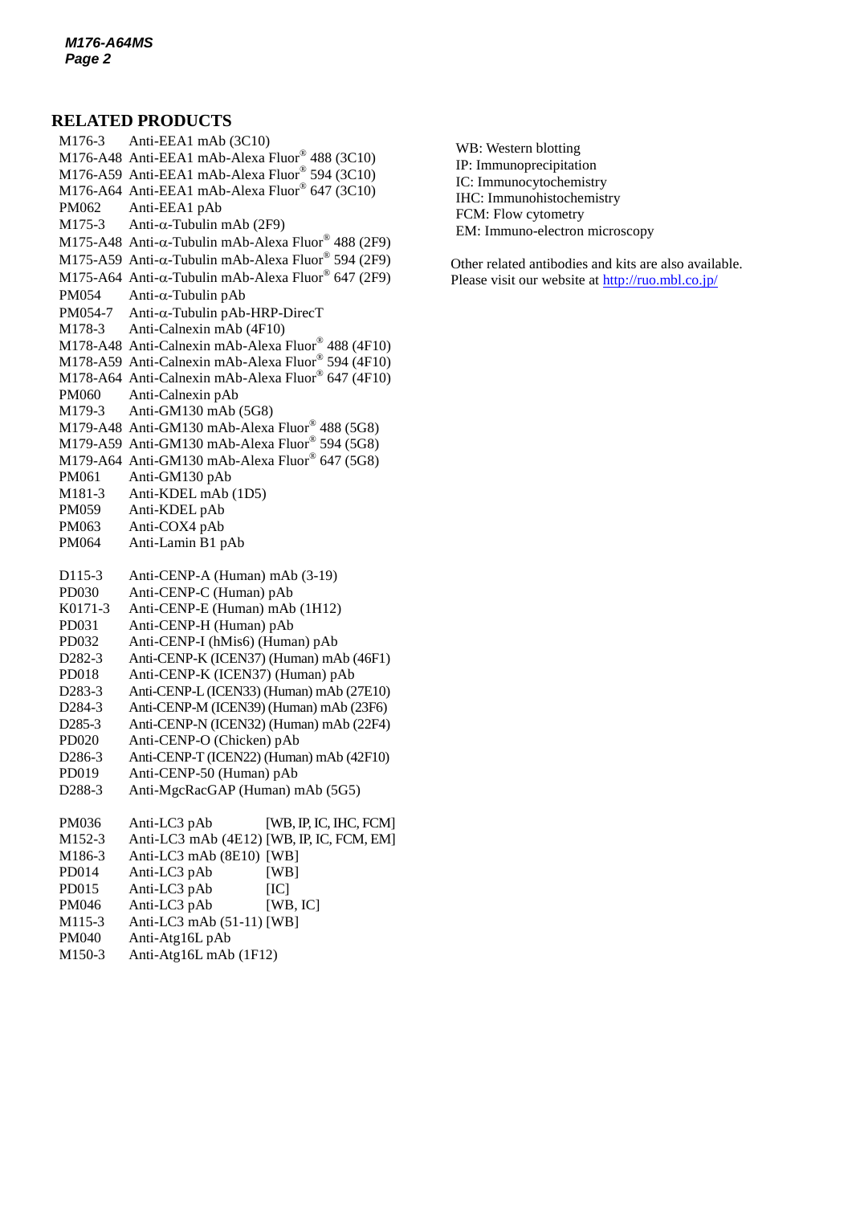## RELATED PRODUCTS

M176-3 Anti-EEA1 mAb (3C10)
M176-A48 Anti-EEA1 mAb-Alexa Fluor® 488 (3C10)
M176-A59 Anti-EEA1 mAb-Alexa Fluor® 594 (3C10)
M176-A64 Anti-EEA1 mAb-Alexa Fluor® 647 (3C10)
PM062 Anti-EEA1 pAb
M175-3 Anti-α-Tubulin mAb (2F9)
M175-A48 Anti-α-Tubulin mAb-Alexa Fluor® 488 (2F9)
M175-A59 Anti-α-Tubulin mAb-Alexa Fluor® 594 (2F9)
M175-A64 Anti-α-Tubulin mAb-Alexa Fluor® 647 (2F9)
PM054 Anti-α-Tubulin pAb
PM054-7 Anti-α-Tubulin pAb-HRP-DirecT
M178-3 Anti-Calnexin mAb (4F10)
M178-A48 Anti-Calnexin mAb-Alexa Fluor® 488 (4F10)
M178-A59 Anti-Calnexin mAb-Alexa Fluor® 594 (4F10)
M178-A64 Anti-Calnexin mAb-Alexa Fluor® 647 (4F10)
PM060 Anti-Calnexin pAb
M179-3 Anti-GM130 mAb (5G8)
M179-A48 Anti-GM130 mAb-Alexa Fluor® 488 (5G8)
M179-A59 Anti-GM130 mAb-Alexa Fluor® 594 (5G8)
M179-A64 Anti-GM130 mAb-Alexa Fluor® 647 (5G8)
PM061 Anti-GM130 pAb
M181-3 Anti-KDEL mAb (1D5)
PM059 Anti-KDEL pAb
PM063 Anti-COX4 pAb
PM064 Anti-Lamin B1 pAb

D115-3 Anti-CENP-A (Human) mAb (3-19)
PD030 Anti-CENP-C (Human) pAb
K0171-3 Anti-CENP-E (Human) mAb (1H12)
PD031 Anti-CENP-H (Human) pAb
PD032 Anti-CENP-I (hMis6) (Human) pAb
D282-3 Anti-CENP-K (ICEN37) (Human) mAb (46F1)
PD018 Anti-CENP-K (ICEN37) (Human) pAb
D283-3 Anti-CENP-L (ICEN33) (Human) mAb (27E10)
D284-3 Anti-CENP-M (ICEN39) (Human) mAb (23F6)
D285-3 Anti-CENP-N (ICEN32) (Human) mAb (22F4)
PD020 Anti-CENP-O (Chicken) pAb
D286-3 Anti-CENP-T (ICEN22) (Human) mAb (42F10)
PD019 Anti-CENP-50 (Human) pAb
D288-3 Anti-MgcRacGAP (Human) mAb (5G5)

PM036 Anti-LC3 pAb [WB, IP, IC, IHC, FCM]
M152-3 Anti-LC3 mAb (4E12) [WB, IP, IC, FCM, EM]
M186-3 Anti-LC3 mAb (8E10) [WB]
PD014 Anti-LC3 pAb [WB]
PD015 Anti-LC3 pAb [IC]
PM046 Anti-LC3 pAb [WB, IC]
M115-3 Anti-LC3 mAb (51-11) [WB]
PM040 Anti-Atg16L pAb
M150-3 Anti-Atg16L mAb (1F12)

WB: Western blotting
IP: Immunoprecipitation
IC: Immunocytochemistry
IHC: Immunohistochemistry
FCM: Flow cytometry
EM: Immuno-electron microscopy

Other related antibodies and kits are also available.
Please visit our website at http://ruo.mbl.co.jp/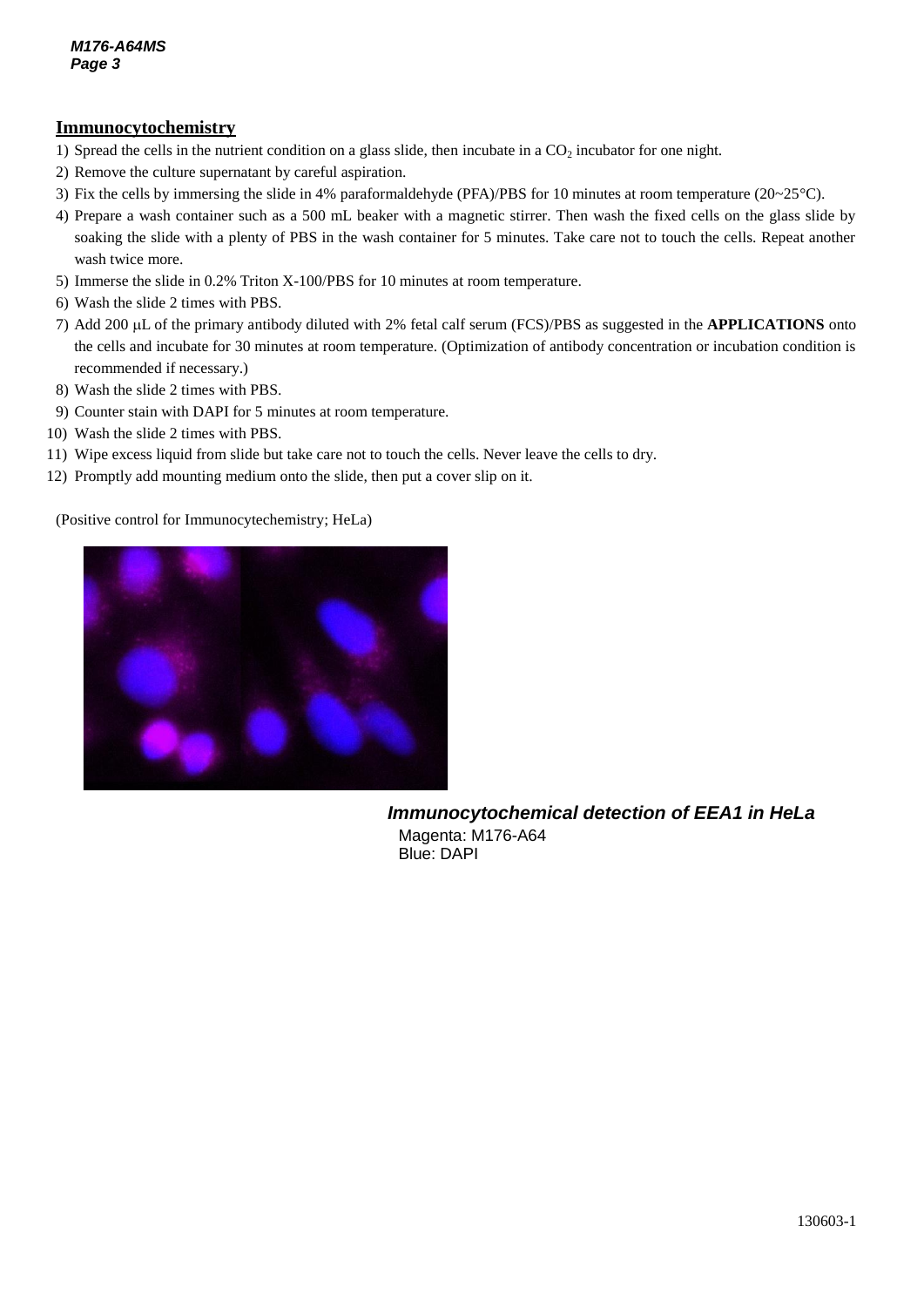## Immunocytochemistry

1) Spread the cells in the nutrient condition on a glass slide, then incubate in a $CO_2$ incubator for one night.
2) Remove the culture supernatant by careful aspiration.
3) Fix the cells by immersing the slide in 4% paraformaldehyde (PFA)/PBS for 10 minutes at room temperature (20~25°C).
4) Prepare a wash container such as a 500 mL beaker with a magnetic stirrer. Then wash the fixed cells on the glass slide by soaking the slide with a plenty of PBS in the wash container for 5 minutes. Take care not to touch the cells. Repeat another wash twice more.
5) Immerse the slide in 0.2% Triton X-100/PBS for 10 minutes at room temperature.
6) Wash the slide 2 times with PBS.
7) Add 200 μL of the primary antibody diluted with 2% fetal calf serum (FCS)/PBS as suggested in the **APPLICATIONS** onto the cells and incubate for 30 minutes at room temperature. (Optimization of antibody concentration or incubation condition is recommended if necessary.)
8) Wash the slide 2 times with PBS.
9) Counter stain with DAPI for 5 minutes at room temperature.
10) Wash the slide 2 times with PBS.
11) Wipe excess liquid from slide but take care not to touch the cells. Never leave the cells to dry.
12) Promptly add mounting medium onto the slide, then put a cover slip on it.

(Positive control for Immunocytechemistry; HeLa)

***Immunocytochemical detection of EEA1 in HeLa***

Magenta: M176-A64

Blue: DAPI